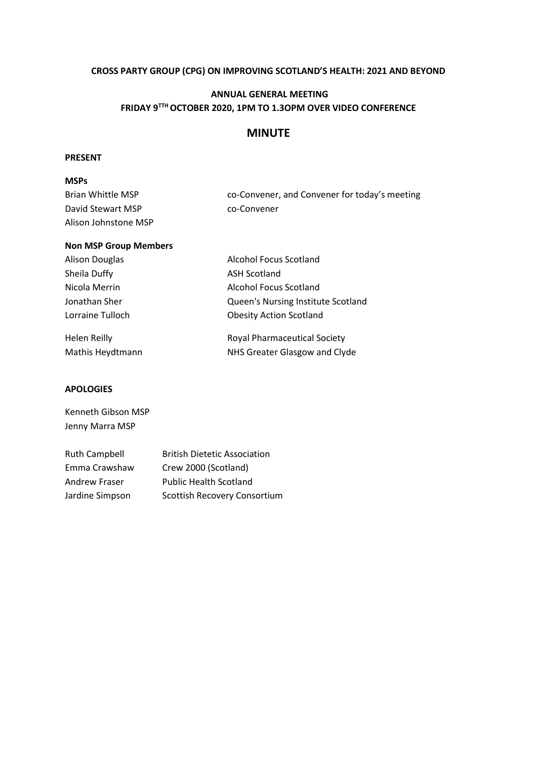**CROSS PARTY GROUP (CPG) ON IMPROVING SCOTLAND'S HEALTH: 2021 AND BEYOND**

**ANNUAL GENERAL MEETING**
**FRIDAY 9TTH OCTOBER 2020, 1PM TO 1.3OPM OVER VIDEO CONFERENCE**

# MINUTE

**PRESENT**

**MSPs**

| | |
|---|---|
| Brian Whittle MSP | co-Convener, and Convener for today's meeting |
| David Stewart MSP | co-Convener |
| Alison Johnstone MSP | |

**Non MSP Group Members**

| | |
|---|---|
| Alison Douglas | Alcohol Focus Scotland |
| Sheila Duffy | ASH Scotland |
| Nicola Merrin | Alcohol Focus Scotland |
| Jonathan Sher | Queen's Nursing Institute Scotland |
| Lorraine Tulloch | Obesity Action Scotland |
| Helen Reilly | Royal Pharmaceutical Society |
| Mathis Heydtmann | NHS Greater Glasgow and Clyde |

**APOLOGIES**

Kenneth Gibson MSP
Jenny Marra MSP

| | |
|---|---|
| Ruth Campbell | British Dietetic Association |
| Emma Crawshaw | Crew 2000 (Scotland) |
| Andrew Fraser | Public Health Scotland |
| Jardine Simpson | Scottish Recovery Consortium |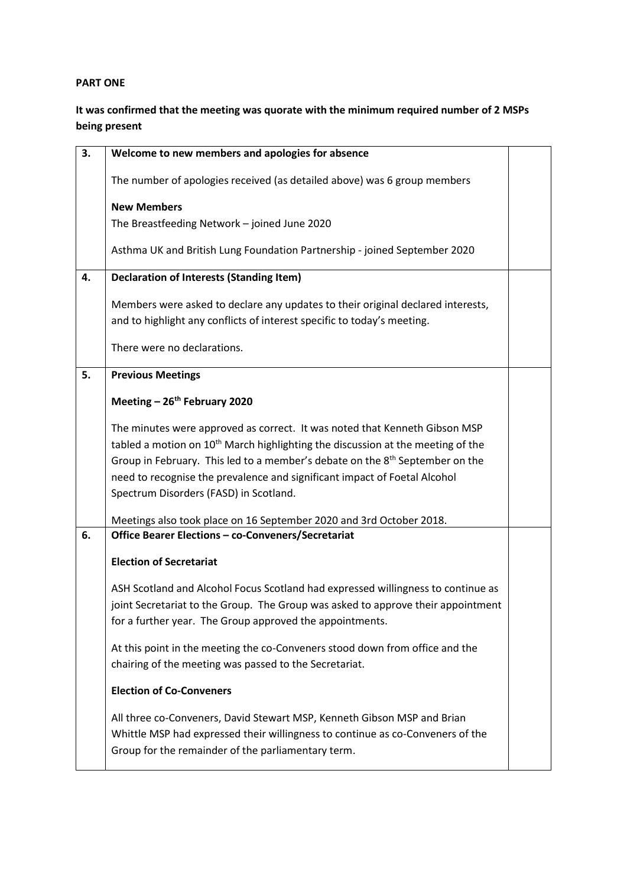**PART ONE**

**It was confirmed that the meeting was quorate with the minimum required number of 2 MSPs being present**

| | | |
|---|---|---|
| **3.** | **Welcome to new members and apologies for absence**<br><br>The number of apologies received (as detailed above) was 6 group members<br><br>**New Members**<br>The Breastfeeding Network – joined June 2020<br><br>Asthma UK and British Lung Foundation Partnership - joined September 2020 | |
| **4.** | **Declaration of Interests (Standing Item)**<br><br>Members were asked to declare any updates to their original declared interests, and to highlight any conflicts of interest specific to today's meeting.<br><br>There were no declarations. | |
| **5.** | **Previous Meetings**<br><br>**Meeting – 26th February 2020**<br><br>The minutes were approved as correct. It was noted that Kenneth Gibson MSP tabled a motion on 10th March highlighting the discussion at the meeting of the Group in February. This led to a member's debate on the 8th September on the need to recognise the prevalence and significant impact of Foetal Alcohol Spectrum Disorders (FASD) in Scotland.<br><br>Meetings also took place on 16 September 2020 and 3rd October 2018. | |
| **6.** | **Office Bearer Elections – co-Conveners/Secretariat**<br><br>**Election of Secretariat**<br><br>ASH Scotland and Alcohol Focus Scotland had expressed willingness to continue as joint Secretariat to the Group. The Group was asked to approve their appointment for a further year. The Group approved the appointments.<br><br>At this point in the meeting the co-Conveners stood down from office and the chairing of the meeting was passed to the Secretariat.<br><br>**Election of Co-Conveners**<br><br>All three co-Conveners, David Stewart MSP, Kenneth Gibson MSP and Brian Whittle MSP had expressed their willingness to continue as co-Conveners of the Group for the remainder of the parliamentary term. | |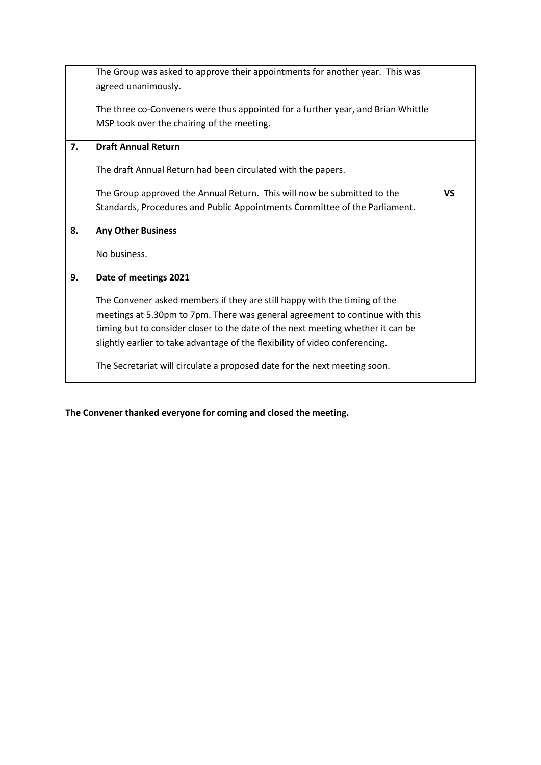| | | |
|---|---|---|
| | The Group was asked to approve their appointments for another year. This was agreed unanimously.<br><br>The three co-Conveners were thus appointed for a further year, and Brian Whittle MSP took over the chairing of the meeting. | |
| **7.** | **Draft Annual Return**<br><br>The draft Annual Return had been circulated with the papers.<br><br>The Group approved the Annual Return. This will now be submitted to the Standards, Procedures and Public Appointments Committee of the Parliament. | **VS** |
| **8.** | **Any Other Business**<br><br>No business. | |
| **9.** | **Date of meetings 2021**<br><br>The Convener asked members if they are still happy with the timing of the meetings at 5.30pm to 7pm. There was general agreement to continue with this timing but to consider closer to the date of the next meeting whether it can be slightly earlier to take advantage of the flexibility of video conferencing.<br><br>The Secretariat will circulate a proposed date for the next meeting soon. | |

**The Convener thanked everyone for coming and closed the meeting.**